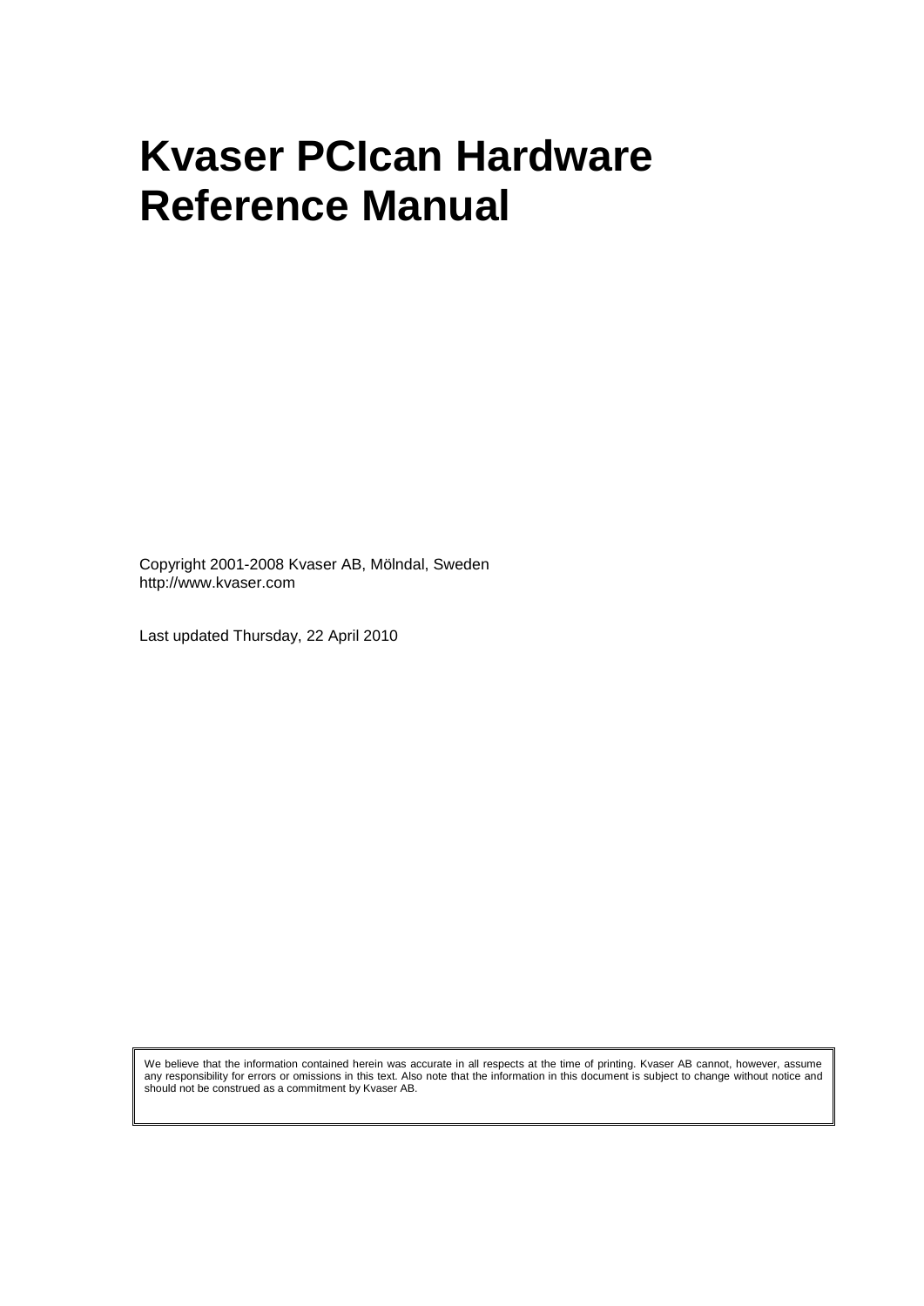# Kvaser PCIcan Hardware Reference Manual

Copyright 2001-2008 Kvaser AB, Mölndal, Sweden
http://www.kvaser.com

Last updated Thursday, 22 April 2010

We believe that the information contained herein was accurate in all respects at the time of printing. Kvaser AB cannot, however, assume any responsibility for errors or omissions in this text. Also note that the information in this document is subject to change without notice and should not be construed as a commitment by Kvaser AB.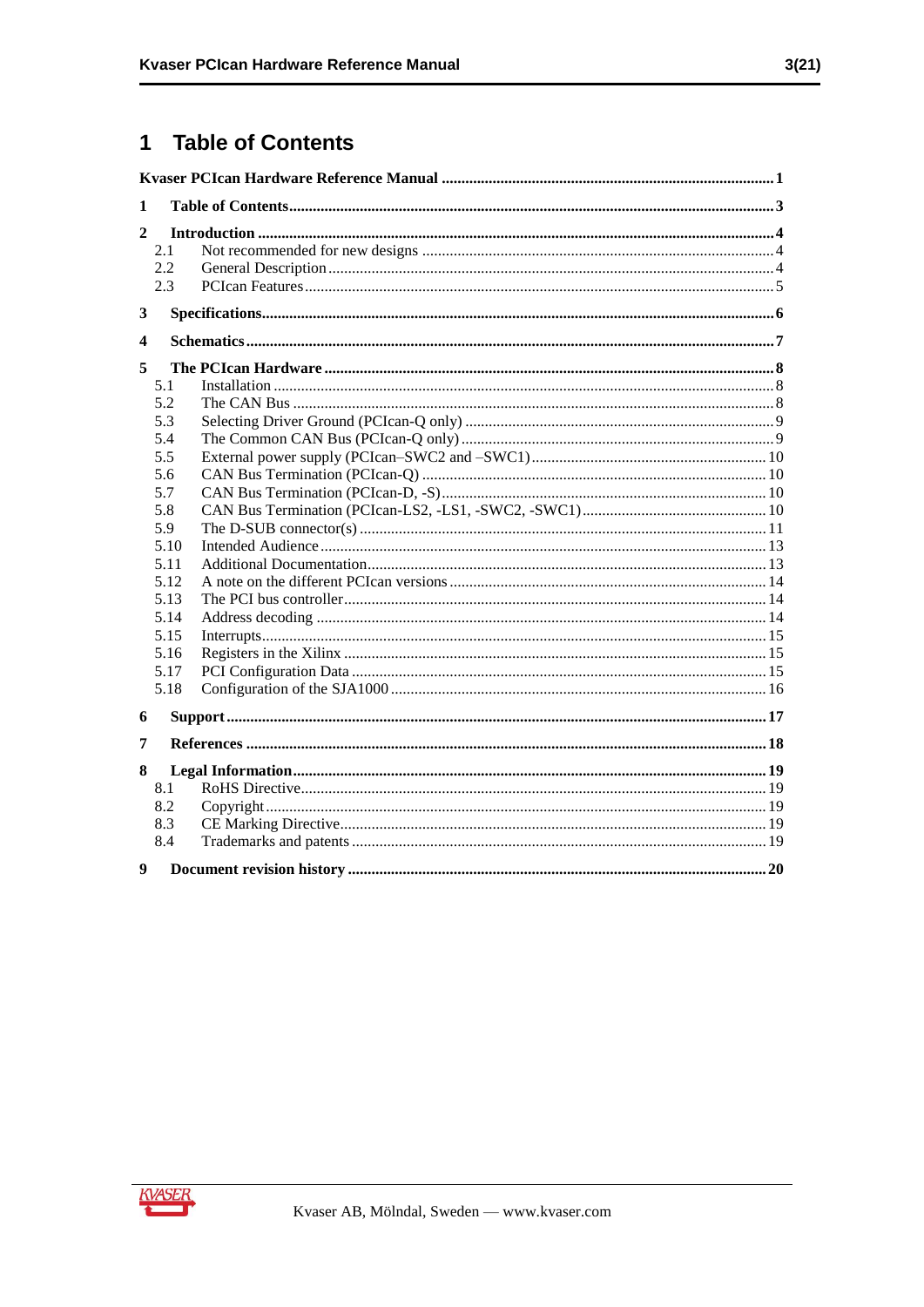# 1 Table of Contents

**Kaser PCIcan Hardware Reference Manual** ..... **1**

**1 Table of Contents** ..... **3**

**2 Introduction** ..... **4**
- 2.1 Not recommended for new designs ..... 4
- 2.2 General Description ..... 4
- 2.3 PCIcan Features ..... 5

**3 Specifications** ..... **6**

**4 Schematics** ..... **7**

**5 The PCIcan Hardware** ..... **8**
- 5.1 Installation ..... 8
- 5.2 The CAN Bus ..... 8
- 5.3 Selecting Driver Ground (PCIcan-Q only) ..... 9
- 5.4 The Common CAN Bus (PCIcan-Q only) ..... 9
- 5.5 External power supply (PCIcan–SWC2 and –SWC1) ..... 10
- 5.6 CAN Bus Termination (PCIcan-Q) ..... 10
- 5.7 CAN Bus Termination (PCIcan-D, -S) ..... 10
- 5.8 CAN Bus Termination (PCIcan-LS2, -LS1, -SWC2, -SWC1) ..... 10
- 5.9 The D-SUB connector(s) ..... 11
- 5.10 Intended Audience ..... 13
- 5.11 Additional Documentation ..... 13
- 5.12 A note on the different PCIcan versions ..... 14
- 5.13 The PCI bus controller ..... 14
- 5.14 Address decoding ..... 14
- 5.15 Interrupts ..... 15
- 5.16 Registers in the Xilinx ..... 15
- 5.17 PCI Configuration Data ..... 15
- 5.18 Configuration of the SJA1000 ..... 16

**6 Support** ..... **17**

**7 References** ..... **18**

**8 Legal Information** ..... **19**
- 8.1 RoHS Directive ..... 19
- 8.2 Copyright ..... 19
- 8.3 CE Marking Directive ..... 19
- 8.4 Trademarks and patents ..... 19

**9 Document revision history** ..... **20**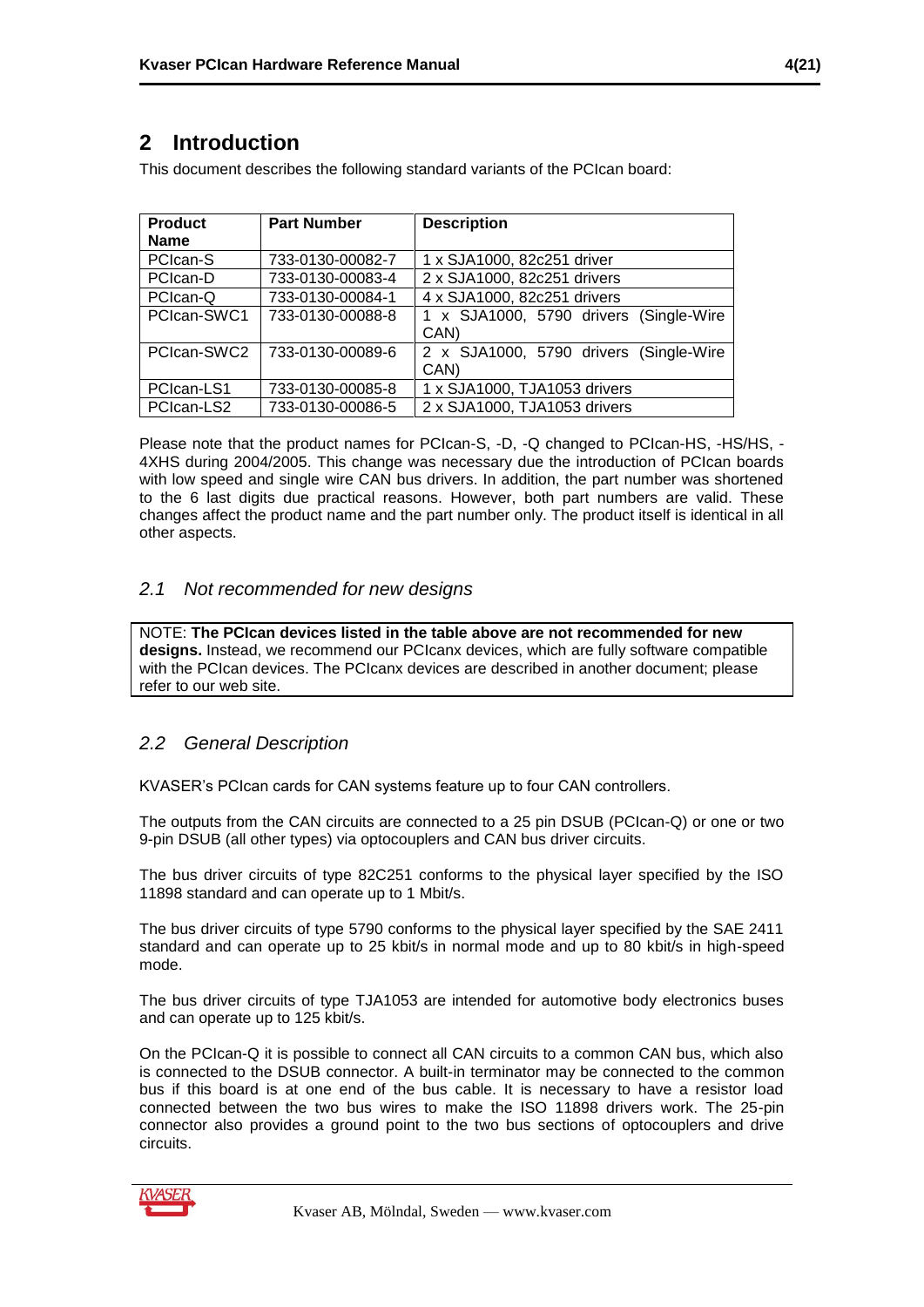# 2 Introduction

This document describes the following standard variants of the PCIcan board:

| Product Name | Part Number | Description |
|---|---|---|
| PCIcan-S | 733-0130-00082-7 | 1 x SJA1000, 82c251 driver |
| PCIcan-D | 733-0130-00083-4 | 2 x SJA1000, 82c251 drivers |
| PCIcan-Q | 733-0130-00084-1 | 4 x SJA1000, 82c251 drivers |
| PCIcan-SWC1 | 733-0130-00088-8 | 1 x SJA1000, 5790 drivers (Single-Wire CAN) |
| PCIcan-SWC2 | 733-0130-00089-6 | 2 x SJA1000, 5790 drivers (Single-Wire CAN) |
| PCIcan-LS1 | 733-0130-00085-8 | 1 x SJA1000, TJA1053 drivers |
| PCIcan-LS2 | 733-0130-00086-5 | 2 x SJA1000, TJA1053 drivers |

Please note that the product names for PCIcan-S, -D, -Q changed to PCIcan-HS, -HS/HS, -4XHS during 2004/2005. This change was necessary due the introduction of PCIcan boards with low speed and single wire CAN bus drivers. In addition, the part number was shortened to the 6 last digits due practical reasons. However, both part numbers are valid. These changes affect the product name and the part number only. The product itself is identical in all other aspects.

## *2.1 Not recommended for new designs*

NOTE: **The PCIcan devices listed in the table above are not recommended for new designs.** Instead, we recommend our PCIcanx devices, which are fully software compatible with the PCIcan devices. The PCIcanx devices are described in another document; please refer to our web site.

## *2.2 General Description*

KVASER's PCIcan cards for CAN systems feature up to four CAN controllers.

The outputs from the CAN circuits are connected to a 25 pin DSUB (PCIcan-Q) or one or two 9-pin DSUB (all other types) via optocouplers and CAN bus driver circuits.

The bus driver circuits of type 82C251 conforms to the physical layer specified by the ISO 11898 standard and can operate up to 1 Mbit/s.

The bus driver circuits of type 5790 conforms to the physical layer specified by the SAE 2411 standard and can operate up to 25 kbit/s in normal mode and up to 80 kbit/s in high-speed mode.

The bus driver circuits of type TJA1053 are intended for automotive body electronics buses and can operate up to 125 kbit/s.

On the PCIcan-Q it is possible to connect all CAN circuits to a common CAN bus, which also is connected to the DSUB connector. A built-in terminator may be connected to the common bus if this board is at one end of the bus cable. It is necessary to have a resistor load connected between the two bus wires to make the ISO 11898 drivers work. The 25-pin connector also provides a ground point to the two bus sections of optocouplers and drive circuits.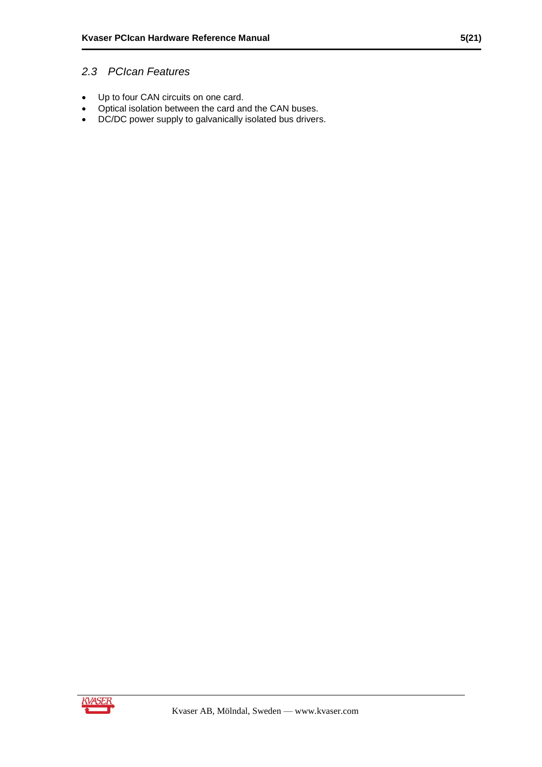## *2.3 PCIcan Features*

- Up to four CAN circuits on one card.
- Optical isolation between the card and the CAN buses.
- DC/DC power supply to galvanically isolated bus drivers.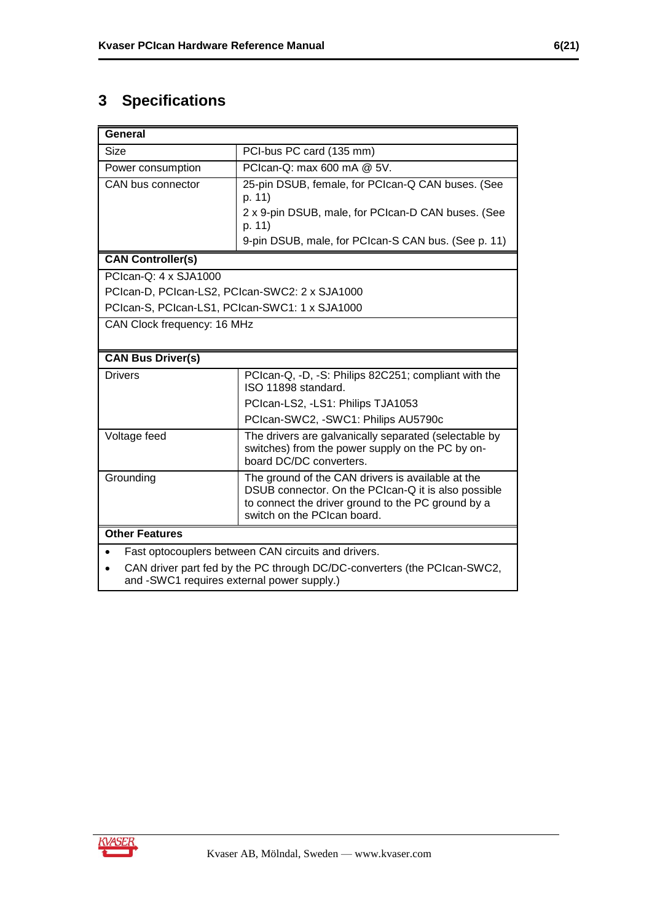# 3 Specifications

| General | |
|---|---|
| Size | PCI-bus PC card (135 mm) |
| Power consumption | PCIcan-Q: max 600 mA @ 5V. |
| CAN bus connector | 25-pin DSUB, female, for PCIcan-Q CAN buses. (See p. 11)<br>2 x 9-pin DSUB, male, for PCIcan-D CAN buses. (See p. 11)<br>9-pin DSUB, male, for PCIcan-S CAN bus. (See p. 11) |
| **CAN Controller(s)** | |
| PCIcan-Q: 4 x SJA1000<br>PCIcan-D, PCIcan-LS2, PCIcan-SWC2: 2 x SJA1000<br>PCIcan-S, PCIcan-LS1, PCIcan-SWC1: 1 x SJA1000 | |
| CAN Clock frequency: 16 MHz | |
| **CAN Bus Driver(s)** | |
| Drivers | PCIcan-Q, -D, -S: Philips 82C251; compliant with the ISO 11898 standard.<br>PCIcan-LS2, -LS1: Philips TJA1053<br>PCIcan-SWC2, -SWC1: Philips AU5790c |
| Voltage feed | The drivers are galvanically separated (selectable by switches) from the power supply on the PC by on-board DC/DC converters. |
| Grounding | The ground of the CAN drivers is available at the DSUB connector. On the PCIcan-Q it is also possible to connect the driver ground to the PC ground by a switch on the PCIcan board. |
| **Other Features** | |
| • Fast optocouplers between CAN circuits and drivers.<br>• CAN driver part fed by the PC through DC/DC-converters (the PCIcan-SWC2, and -SWC1 requires external power supply.) | |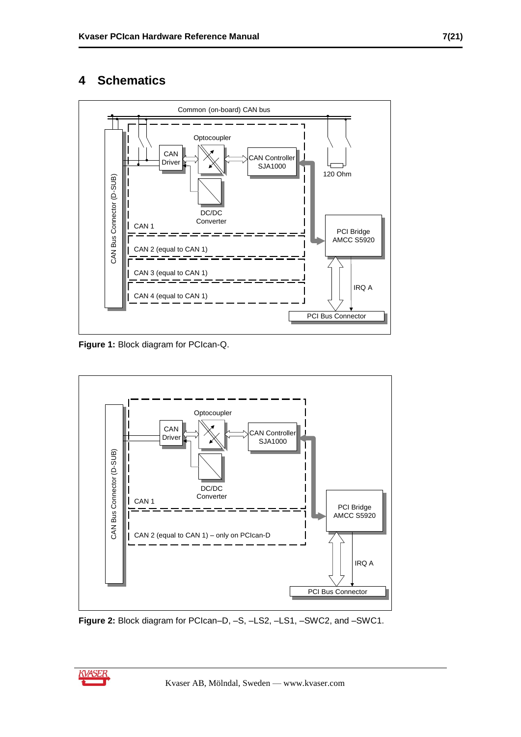# 4 Schematics

Common (on-board) CAN bus

CAN Bus Connector (D-SUB)

Optocoupler

CAN Driver

CAN Controller SJA1000

120 Ohm

DC/DC Converter

CAN 1

PCI Bridge AMCC S5920

CAN 2 (equal to CAN 1)

CAN 3 (equal to CAN 1)

IRQ A

CAN 4 (equal to CAN 1)

PCI Bus Connector

**Figure 1:** Block diagram for PCIcan-Q.

CAN Bus Connector (D-SUB)

Optocoupler

CAN Driver

CAN Controller SJA1000

DC/DC Converter

CAN 1

PCI Bridge AMCC S5920

CAN 2 (equal to CAN 1) – only on PCIcan-D

IRQ A

PCI Bus Connector

**Figure 2:** Block diagram for PCIcan–D, –S, –LS2, –LS1, –SWC2, and –SWC1.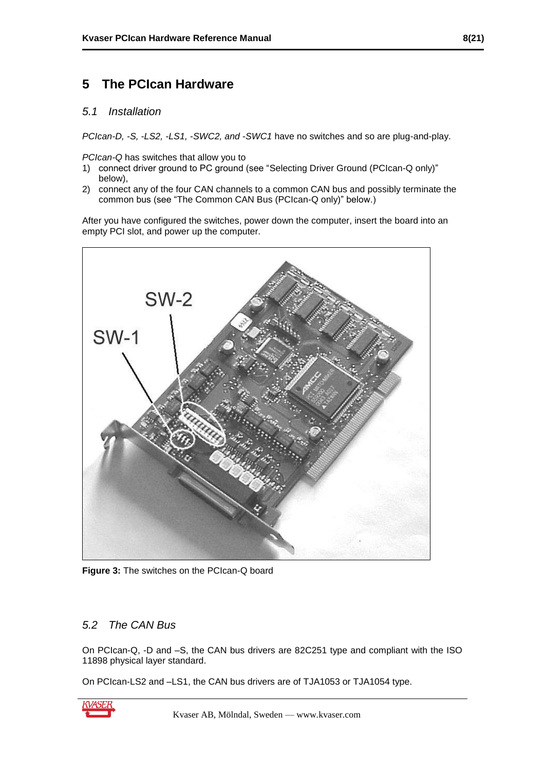# 5 The PCIcan Hardware

## 5.1 Installation

*PCIcan-D, -S, -LS2, -LS1, -SWC2, and -SWC1* have no switches and so are plug-and-play.

*PCIcan-Q* has switches that allow you to

1) connect driver ground to PC ground (see "Selecting Driver Ground (PCIcan-Q only)" below),
2) connect any of the four CAN channels to a common CAN bus and possibly terminate the common bus (see "The Common CAN Bus (PCIcan-Q only)" below.)

After you have configured the switches, power down the computer, insert the board into an empty PCI slot, and power up the computer.

**Figure 3:** The switches on the PCIcan-Q board

## 5.2 The CAN Bus

On PCIcan-Q, -D and –S, the CAN bus drivers are 82C251 type and compliant with the ISO 11898 physical layer standard.

On PCIcan-LS2 and –LS1, the CAN bus drivers are of TJA1053 or TJA1054 type.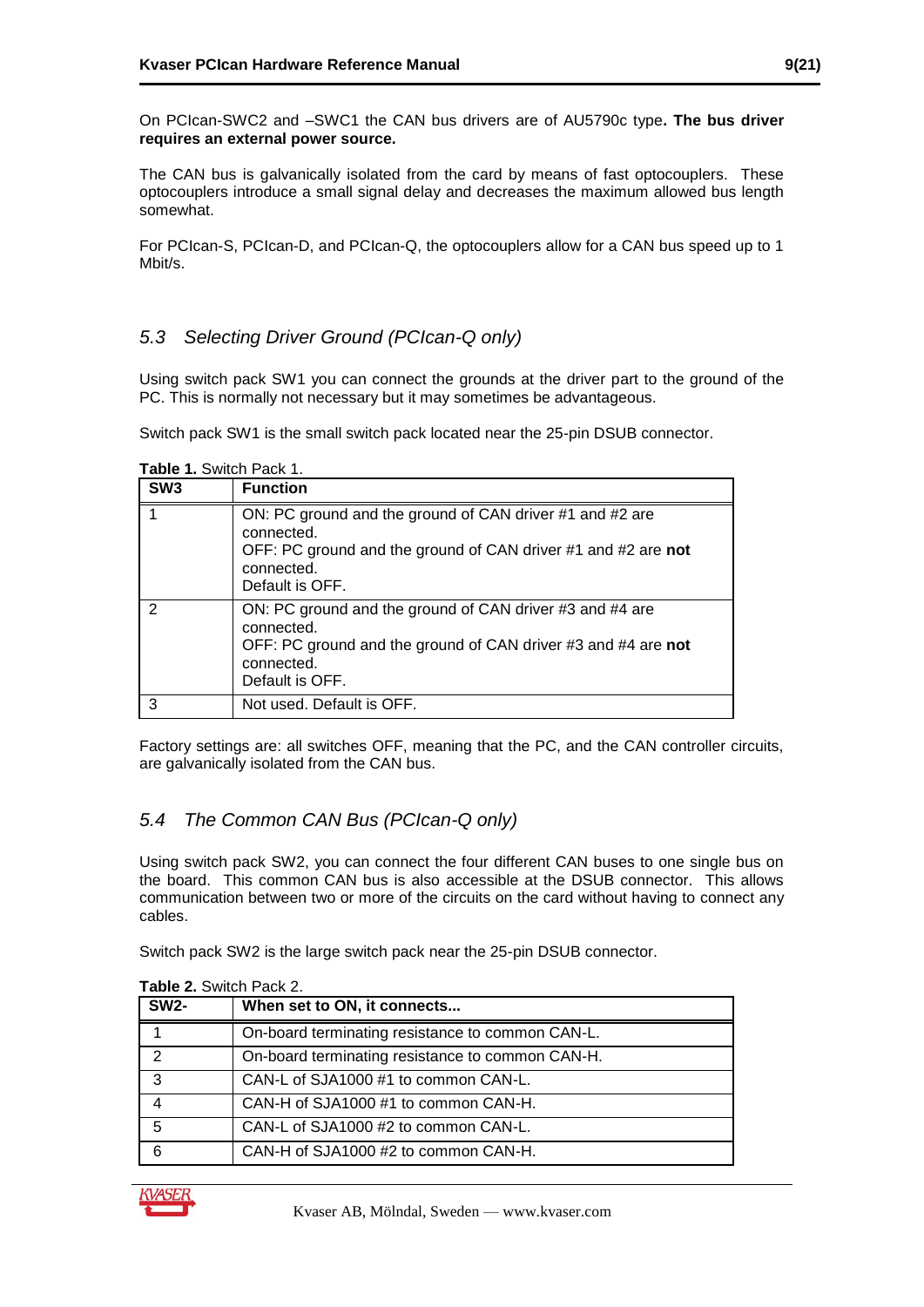On PCIcan-SWC2 and –SWC1 the CAN bus drivers are of AU5790c type**. The bus driver requires an external power source.**

The CAN bus is galvanically isolated from the card by means of fast optocouplers. These optocouplers introduce a small signal delay and decreases the maximum allowed bus length somewhat.

For PCIcan-S, PCIcan-D, and PCIcan-Q, the optocouplers allow for a CAN bus speed up to 1 Mbit/s.

## *5.3 Selecting Driver Ground (PCIcan-Q only)*

Using switch pack SW1 you can connect the grounds at the driver part to the ground of the PC. This is normally not necessary but it may sometimes be advantageous.

Switch pack SW1 is the small switch pack located near the 25-pin DSUB connector.

**Table 1.** Switch Pack 1.

| SW3 | Function |
|---|---|
| 1 | ON: PC ground and the ground of CAN driver #1 and #2 are connected.<br>OFF: PC ground and the ground of CAN driver #1 and #2 are **not** connected.<br>Default is OFF. |
| 2 | ON: PC ground and the ground of CAN driver #3 and #4 are connected.<br>OFF: PC ground and the ground of CAN driver #3 and #4 are **not** connected.<br>Default is OFF. |
| 3 | Not used. Default is OFF. |

Factory settings are: all switches OFF, meaning that the PC, and the CAN controller circuits, are galvanically isolated from the CAN bus.

## *5.4 The Common CAN Bus (PCIcan-Q only)*

Using switch pack SW2, you can connect the four different CAN buses to one single bus on the board. This common CAN bus is also accessible at the DSUB connector. This allows communication between two or more of the circuits on the card without having to connect any cables.

Switch pack SW2 is the large switch pack near the 25-pin DSUB connector.

**Table 2.** Switch Pack 2.

| SW2- | When set to ON, it connects... |
|---|---|
| 1 | On-board terminating resistance to common CAN-L. |
| 2 | On-board terminating resistance to common CAN-H. |
| 3 | CAN-L of SJA1000 #1 to common CAN-L. |
| 4 | CAN-H of SJA1000 #1 to common CAN-H. |
| 5 | CAN-L of SJA1000 #2 to common CAN-L. |
| 6 | CAN-H of SJA1000 #2 to common CAN-H. |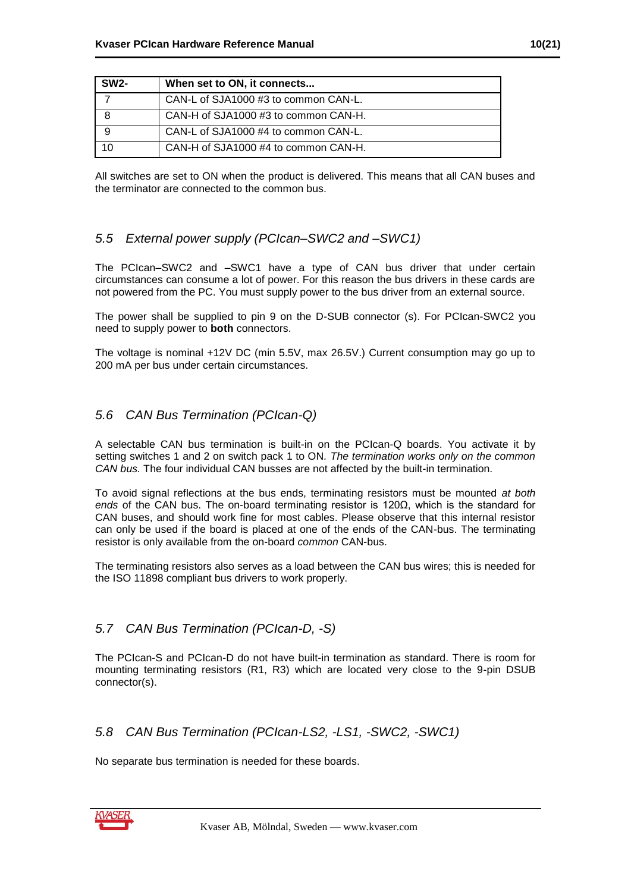| SW2- | When set to ON, it connects... |
| --- | --- |
| 7 | CAN-L of SJA1000 #3 to common CAN-L. |
| 8 | CAN-H of SJA1000 #3 to common CAN-H. |
| 9 | CAN-L of SJA1000 #4 to common CAN-L. |
| 10 | CAN-H of SJA1000 #4 to common CAN-H. |

All switches are set to ON when the product is delivered. This means that all CAN buses and the terminator are connected to the common bus.

## *5.5 External power supply (PCIcan–SWC2 and –SWC1)*

The PCIcan–SWC2 and –SWC1 have a type of CAN bus driver that under certain circumstances can consume a lot of power. For this reason the bus drivers in these cards are not powered from the PC. You must supply power to the bus driver from an external source.

The power shall be supplied to pin 9 on the D-SUB connector (s). For PCIcan-SWC2 you need to supply power to **both** connectors.

The voltage is nominal +12V DC (min 5.5V, max 26.5V.) Current consumption may go up to 200 mA per bus under certain circumstances.

## *5.6 CAN Bus Termination (PCIcan-Q)*

A selectable CAN bus termination is built-in on the PCIcan-Q boards. You activate it by setting switches 1 and 2 on switch pack 1 to ON. *The termination works only on the common CAN bus.* The four individual CAN busses are not affected by the built-in termination.

To avoid signal reflections at the bus ends, terminating resistors must be mounted *at both ends* of the CAN bus. The on-board terminating resistor is 120Ω, which is the standard for CAN buses, and should work fine for most cables. Please observe that this internal resistor can only be used if the board is placed at one of the ends of the CAN-bus. The terminating resistor is only available from the on-board *common* CAN-bus.

The terminating resistors also serves as a load between the CAN bus wires; this is needed for the ISO 11898 compliant bus drivers to work properly.

## *5.7 CAN Bus Termination (PCIcan-D, -S)*

The PCIcan-S and PCIcan-D do not have built-in termination as standard. There is room for mounting terminating resistors (R1, R3) which are located very close to the 9-pin DSUB connector(s).

## *5.8 CAN Bus Termination (PCIcan-LS2, -LS1, -SWC2, -SWC1)*

No separate bus termination is needed for these boards.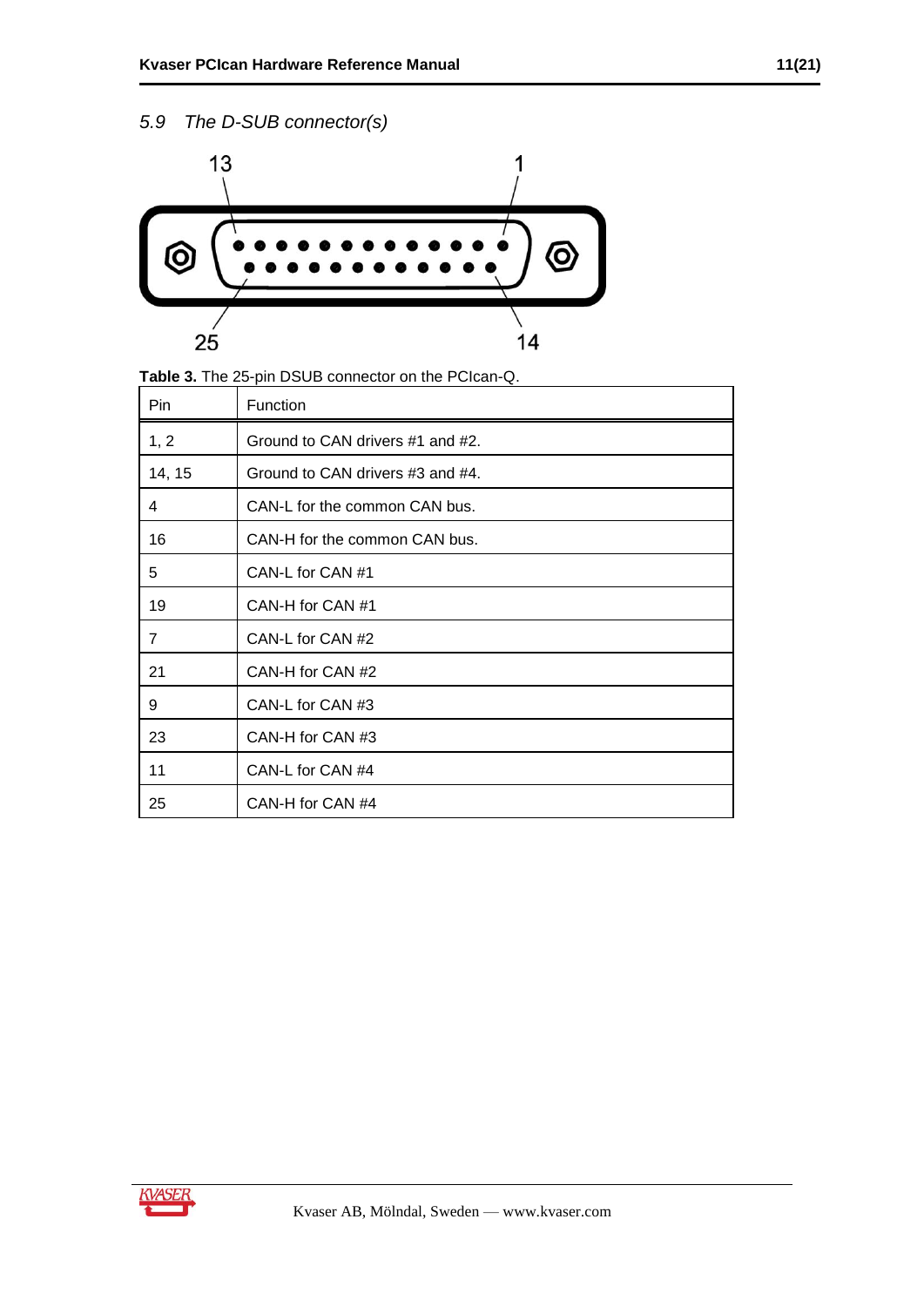## 5.9 The D-SUB connector(s)

**Table 3.** The 25-pin DSUB connector on the PCIcan-Q.

| Pin | Function |
|---|---|
| 1, 2 | Ground to CAN drivers #1 and #2. |
| 14, 15 | Ground to CAN drivers #3 and #4. |
| 4 | CAN-L for the common CAN bus. |
| 16 | CAN-H for the common CAN bus. |
| 5 | CAN-L for CAN #1 |
| 19 | CAN-H for CAN #1 |
| 7 | CAN-L for CAN #2 |
| 21 | CAN-H for CAN #2 |
| 9 | CAN-L for CAN #3 |
| 23 | CAN-H for CAN #3 |
| 11 | CAN-L for CAN #4 |
| 25 | CAN-H for CAN #4 |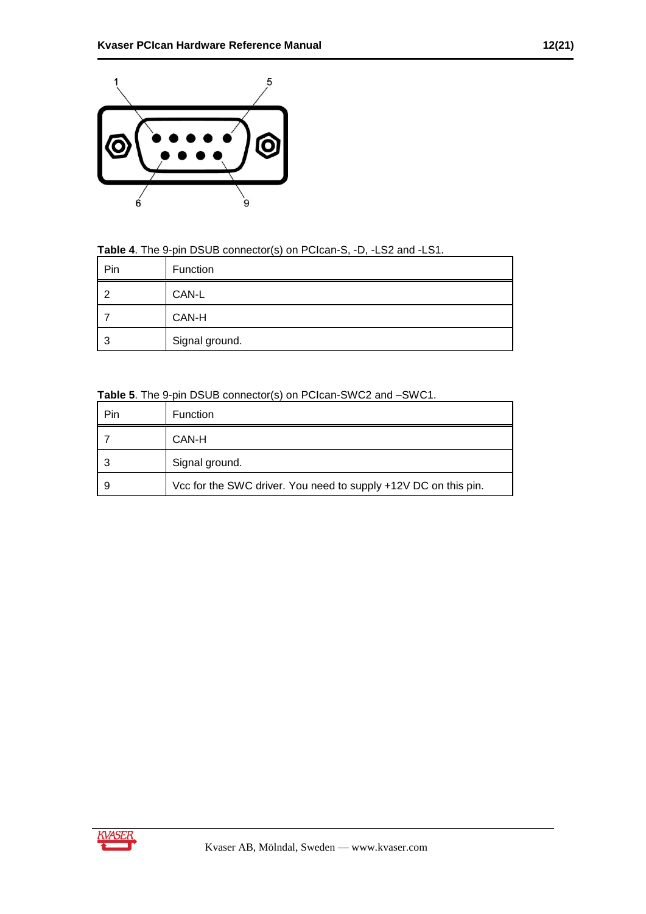**Table 4**. The 9-pin DSUB connector(s) on PCIcan-S, -D, -LS2 and -LS1.

| Pin | Function |
| --- | --- |
| 2 | CAN-L |
| 7 | CAN-H |
| 3 | Signal ground. |

**Table 5**. The 9-pin DSUB connector(s) on PCIcan-SWC2 and –SWC1.

| Pin | Function |
| --- | --- |
| 7 | CAN-H |
| 3 | Signal ground. |
| 9 | Vcc for the SWC driver. You need to supply +12V DC on this pin. |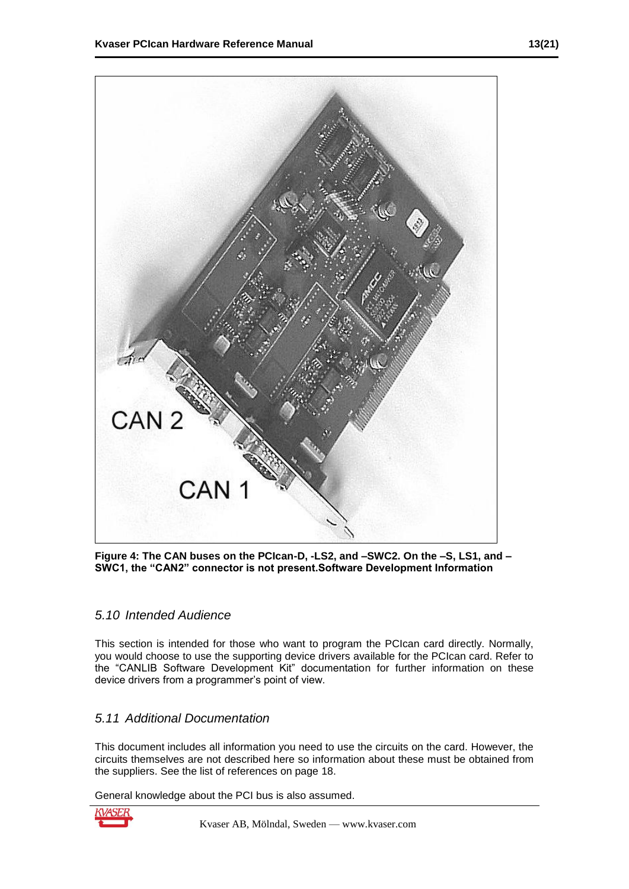**Figure 4: The CAN buses on the PCIcan-D, -LS2, and –SWC2. On the –S, LS1, and –SWC1, the "CAN2" connector is not present.Software Development Information**

### *5.10 Intended Audience*

This section is intended for those who want to program the PCIcan card directly. Normally, you would choose to use the supporting device drivers available for the PCIcan card. Refer to the "CANLIB Software Development Kit" documentation for further information on these device drivers from a programmer's point of view.

### *5.11 Additional Documentation*

This document includes all information you need to use the circuits on the card. However, the circuits themselves are not described here so information about these must be obtained from the suppliers. See the list of references on page 18.

General knowledge about the PCI bus is also assumed.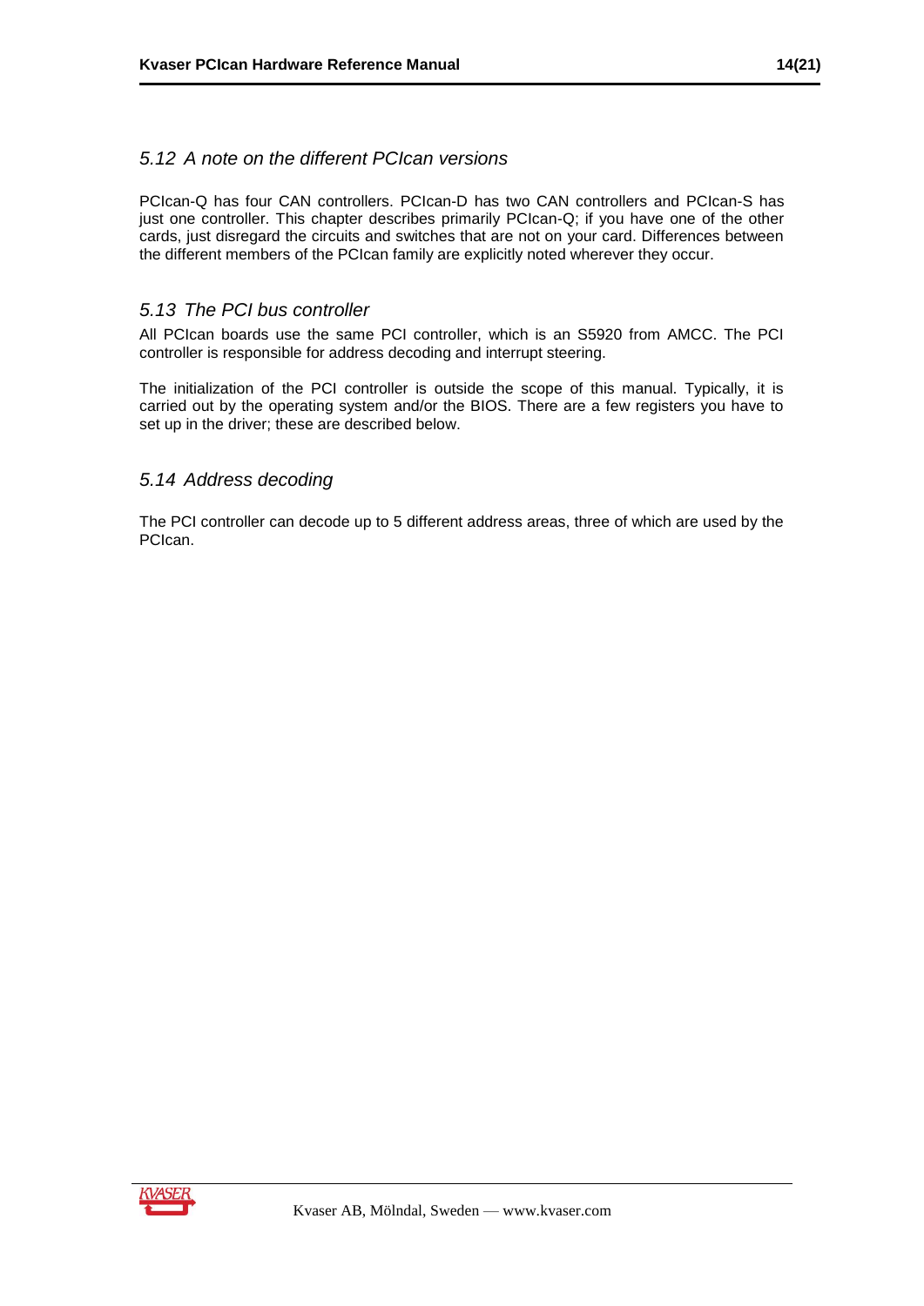### *5.12 A note on the different PCIcan versions*

PCIcan-Q has four CAN controllers. PCIcan-D has two CAN controllers and PCIcan-S has just one controller. This chapter describes primarily PCIcan-Q; if you have one of the other cards, just disregard the circuits and switches that are not on your card. Differences between the different members of the PCIcan family are explicitly noted wherever they occur.

### *5.13 The PCI bus controller*

All PCIcan boards use the same PCI controller, which is an S5920 from AMCC. The PCI controller is responsible for address decoding and interrupt steering.

The initialization of the PCI controller is outside the scope of this manual. Typically, it is carried out by the operating system and/or the BIOS. There are a few registers you have to set up in the driver; these are described below.

### *5.14 Address decoding*

The PCI controller can decode up to 5 different address areas, three of which are used by the PCIcan.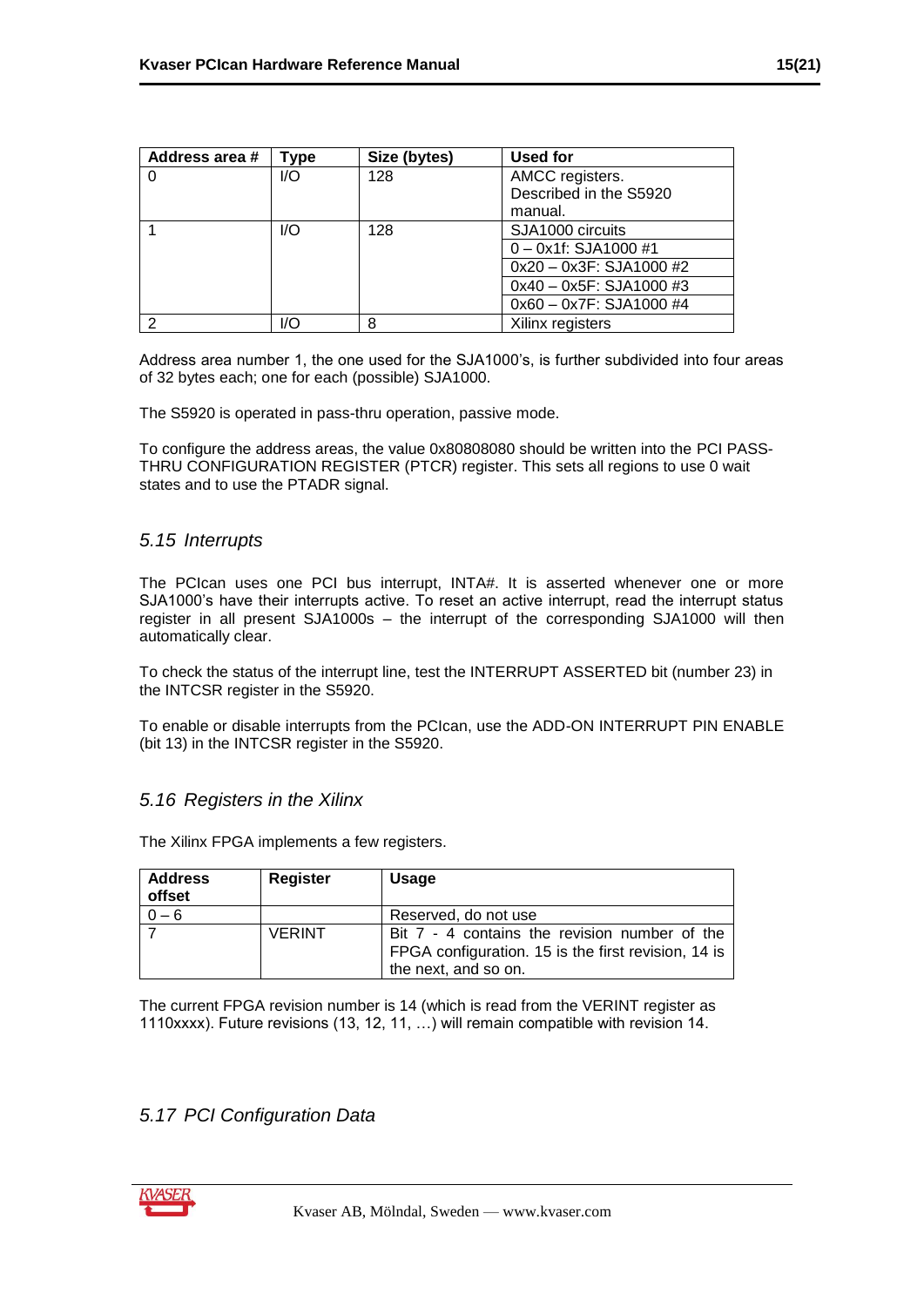| Address area # | Type | Size (bytes) | Used for |
| --- | --- | --- | --- |
| 0 | I/O | 128 | AMCC registers. Described in the S5920 manual. |
| 1 | I/O | 128 | SJA1000 circuits |
| | | | 0 – 0x1f: SJA1000 #1 |
| | | | 0x20 – 0x3F: SJA1000 #2 |
| | | | 0x40 – 0x5F: SJA1000 #3 |
| | | | 0x60 – 0x7F: SJA1000 #4 |
| 2 | I/O | 8 | Xilinx registers |

Address area number 1, the one used for the SJA1000's, is further subdivided into four areas of 32 bytes each; one for each (possible) SJA1000.

The S5920 is operated in pass-thru operation, passive mode.

To configure the address areas, the value 0x80808080 should be written into the PCI PASS-THRU CONFIGURATION REGISTER (PTCR) register. This sets all regions to use 0 wait states and to use the PTADR signal.

## *5.15 Interrupts*

The PCIcan uses one PCI bus interrupt, INTA#. It is asserted whenever one or more SJA1000's have their interrupts active. To reset an active interrupt, read the interrupt status register in all present SJA1000s – the interrupt of the corresponding SJA1000 will then automatically clear.

To check the status of the interrupt line, test the INTERRUPT ASSERTED bit (number 23) in the INTCSR register in the S5920.

To enable or disable interrupts from the PCIcan, use the ADD-ON INTERRUPT PIN ENABLE (bit 13) in the INTCSR register in the S5920.

## *5.16 Registers in the Xilinx*

The Xilinx FPGA implements a few registers.

| Address offset | Register | Usage |
| --- | --- | --- |
| 0 – 6 | | Reserved, do not use |
| 7 | VERINT | Bit 7 - 4 contains the revision number of the FPGA configuration. 15 is the first revision, 14 is the next, and so on. |

The current FPGA revision number is 14 (which is read from the VERINT register as 1110xxxx). Future revisions (13, 12, 11, …) will remain compatible with revision 14.

## *5.17 PCI Configuration Data*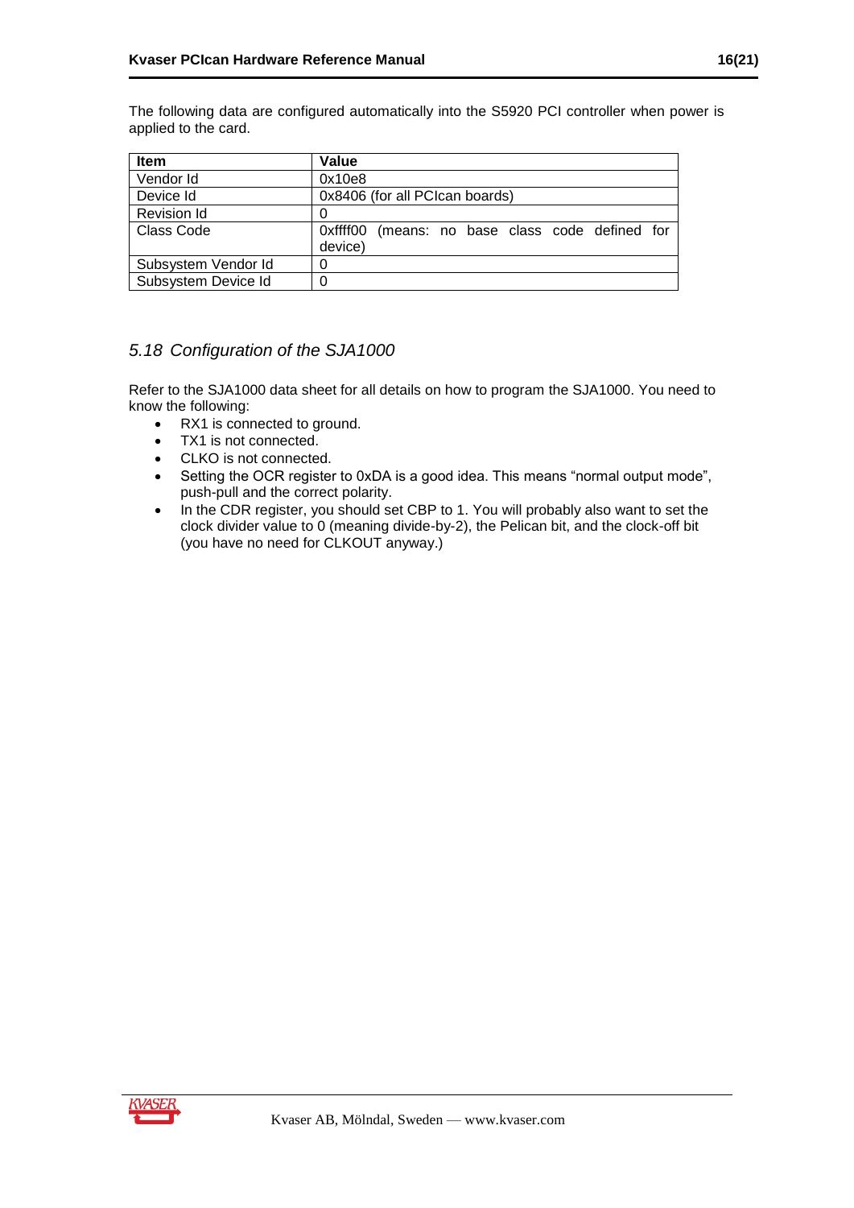The following data are configured automatically into the S5920 PCI controller when power is applied to the card.

| Item | Value |
| --- | --- |
| Vendor Id | 0x10e8 |
| Device Id | 0x8406 (for all PCIcan boards) |
| Revision Id | 0 |
| Class Code | 0xffff00 (means: no base class code defined for device) |
| Subsystem Vendor Id | 0 |
| Subsystem Device Id | 0 |

## *5.18 Configuration of the SJA1000*

Refer to the SJA1000 data sheet for all details on how to program the SJA1000. You need to know the following:

- RX1 is connected to ground.
- TX1 is not connected.
- CLKO is not connected.
- Setting the OCR register to 0xDA is a good idea. This means “normal output mode”, push-pull and the correct polarity.
- In the CDR register, you should set CBP to 1. You will probably also want to set the clock divider value to 0 (meaning divide-by-2), the Pelican bit, and the clock-off bit (you have no need for CLKOUT anyway.)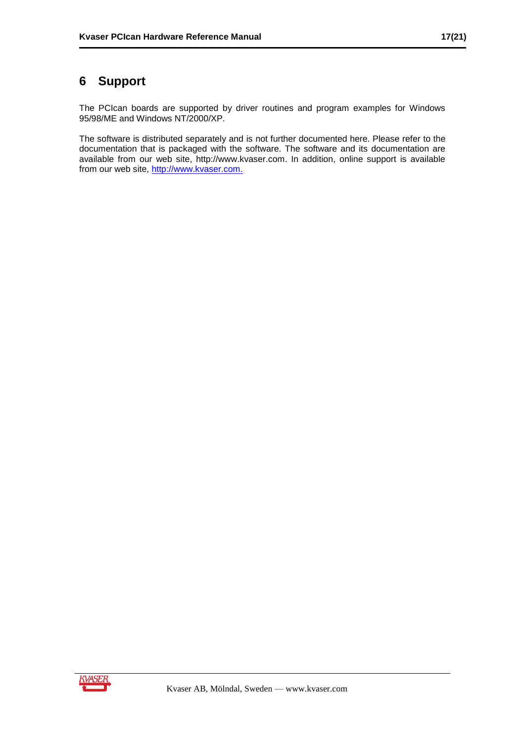# 6 Support

The PCIcan boards are supported by driver routines and program examples for Windows 95/98/ME and Windows NT/2000/XP.

The software is distributed separately and is not further documented here. Please refer to the documentation that is packaged with the software. The software and its documentation are available from our web site, http://www.kvaser.com. In addition, online support is available from our web site, http://www.kvaser.com.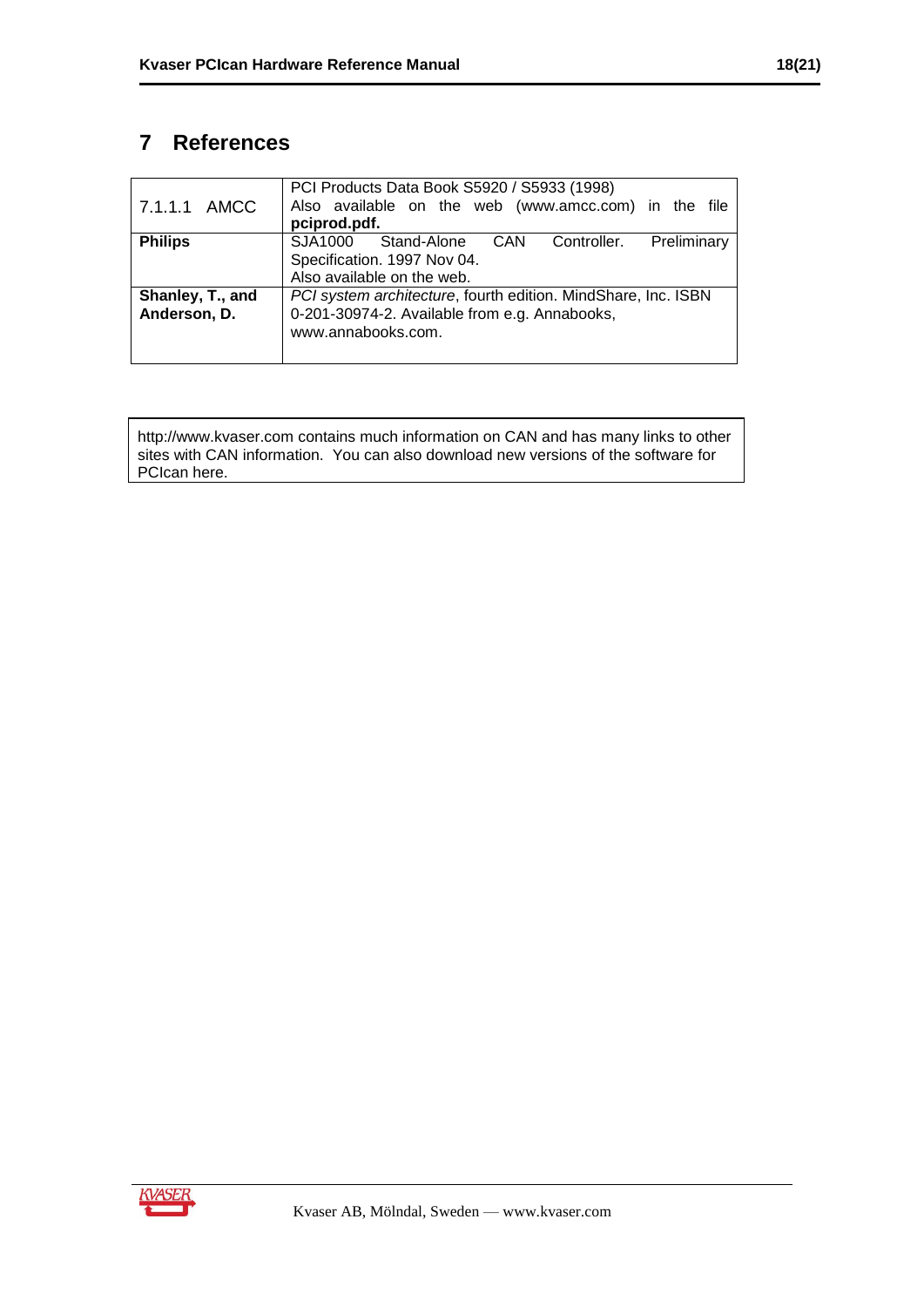# 7 References

| | |
|---|---|
| 7.1.1.1 AMCC | PCI Products Data Book S5920 / S5933 (1998)<br>Also available on the web (www.amcc.com) in the file **pciprod.pdf.** |
| **Philips** | SJA1000 Stand-Alone CAN Controller. Preliminary Specification. 1997 Nov 04.<br>Also available on the web. |
| **Shanley, T., and Anderson, D.** | *PCI system architecture*, fourth edition. MindShare, Inc. ISBN 0-201-30974-2. Available from e.g. Annabooks, www.annabooks.com. |

http://www.kvaser.com contains much information on CAN and has many links to other sites with CAN information. You can also download new versions of the software for PCIcan here.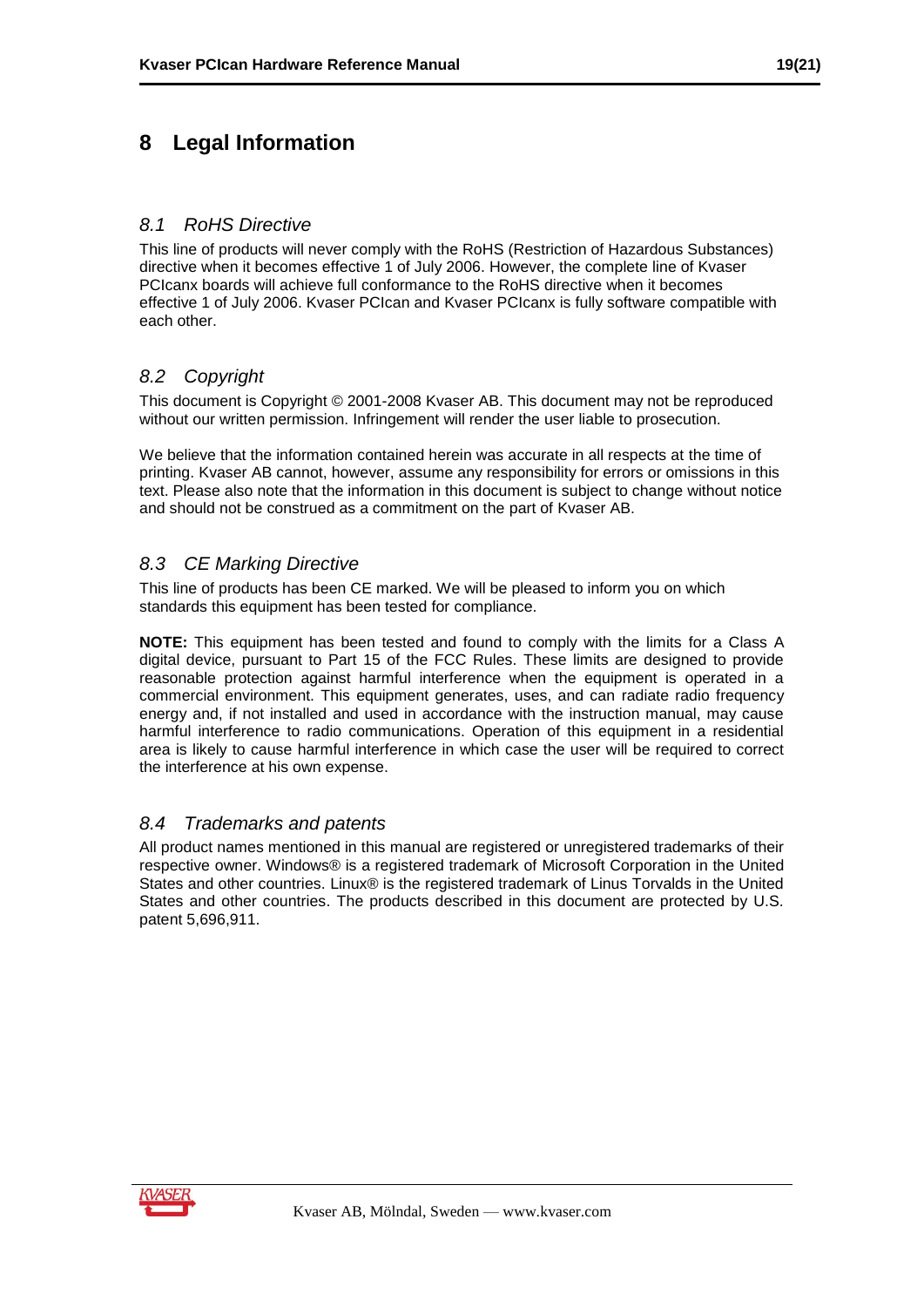# 8 Legal Information

## 8.1 RoHS Directive

This line of products will never comply with the RoHS (Restriction of Hazardous Substances) directive when it becomes effective 1 of July 2006. However, the complete line of Kvaser PCIcanx boards will achieve full conformance to the RoHS directive when it becomes effective 1 of July 2006. Kvaser PCIcan and Kvaser PCIcanx is fully software compatible with each other.

## 8.2 Copyright

This document is Copyright © 2001-2008 Kvaser AB. This document may not be reproduced without our written permission. Infringement will render the user liable to prosecution.

We believe that the information contained herein was accurate in all respects at the time of printing. Kvaser AB cannot, however, assume any responsibility for errors or omissions in this text. Please also note that the information in this document is subject to change without notice and should not be construed as a commitment on the part of Kvaser AB.

## 8.3 CE Marking Directive

This line of products has been CE marked. We will be pleased to inform you on which standards this equipment has been tested for compliance.

**NOTE:** This equipment has been tested and found to comply with the limits for a Class A digital device, pursuant to Part 15 of the FCC Rules. These limits are designed to provide reasonable protection against harmful interference when the equipment is operated in a commercial environment. This equipment generates, uses, and can radiate radio frequency energy and, if not installed and used in accordance with the instruction manual, may cause harmful interference to radio communications. Operation of this equipment in a residential area is likely to cause harmful interference in which case the user will be required to correct the interference at his own expense.

## 8.4 Trademarks and patents

All product names mentioned in this manual are registered or unregistered trademarks of their respective owner. Windows® is a registered trademark of Microsoft Corporation in the United States and other countries. Linux® is the registered trademark of Linus Torvalds in the United States and other countries. The products described in this document are protected by U.S. patent 5,696,911.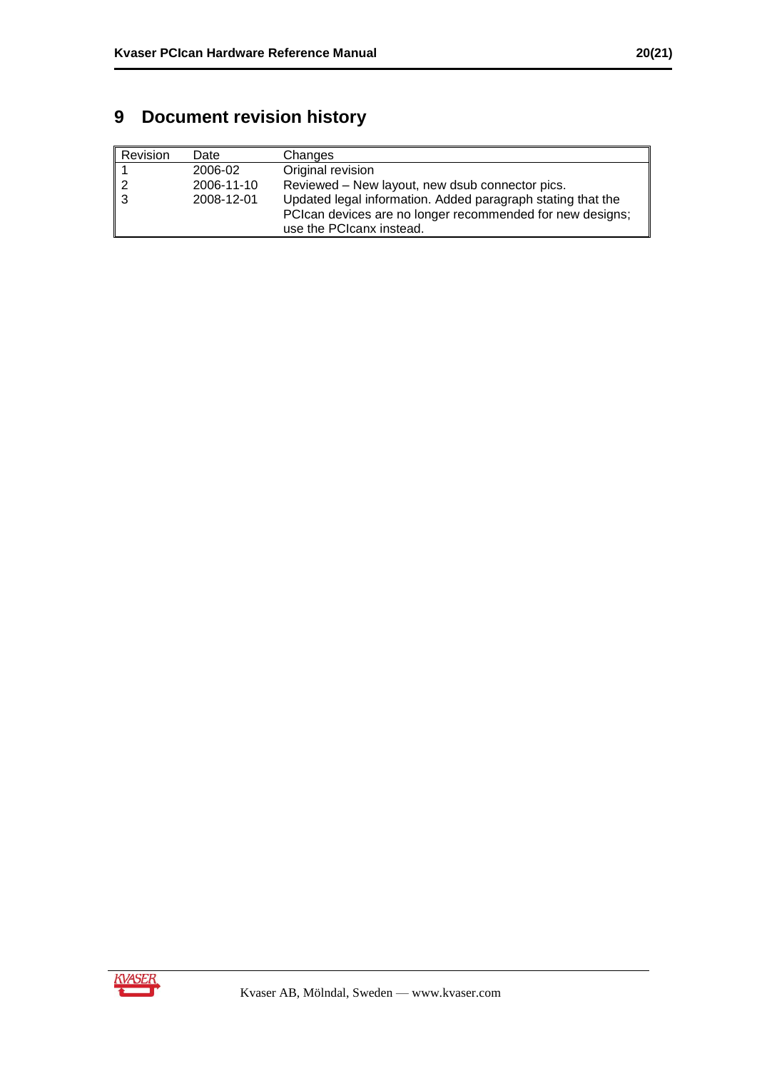# 9 Document revision history

| Revision | Date | Changes |
|---|---|---|
| 1 | 2006-02 | Original revision |
| 2 | 2006-11-10 | Reviewed – New layout, new dsub connector pics. |
| 3 | 2008-12-01 | Updated legal information. Added paragraph stating that the PCIcan devices are no longer recommended for new designs; use the PCIcanx instead. |